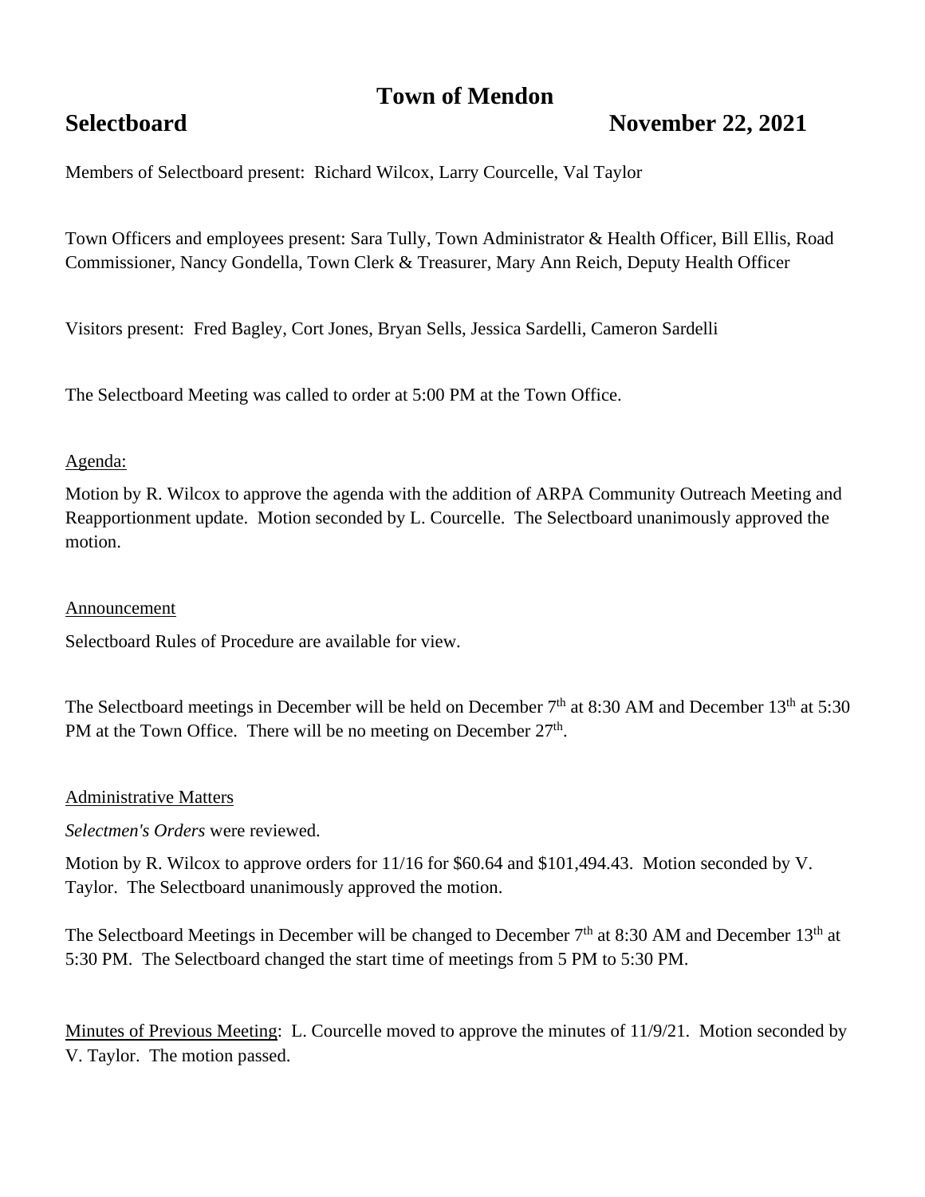# Town of Mendon

## Selectboard November 22, 2021

Members of Selectboard present: Richard Wilcox, Larry Courcelle, Val Taylor

Town Officers and employees present: Sara Tully, Town Administrator & Health Officer, Bill Ellis, Road Commissioner, Nancy Gondella, Town Clerk & Treasurer, Mary Ann Reich, Deputy Health Officer

Visitors present: Fred Bagley, Cort Jones, Bryan Sells, Jessica Sardelli, Cameron Sardelli

The Selectboard Meeting was called to order at 5:00 PM at the Town Office.

Agenda:

Motion by R. Wilcox to approve the agenda with the addition of ARPA Community Outreach Meeting and Reapportionment update. Motion seconded by L. Courcelle. The Selectboard unanimously approved the motion.

Announcement

Selectboard Rules of Procedure are available for view.

The Selectboard meetings in December will be held on December 7th at 8:30 AM and December 13th at 5:30 PM at the Town Office. There will be no meeting on December 27th.

Administrative Matters

*Selectmen's Orders* were reviewed.

Motion by R. Wilcox to approve orders for 11/16 for $60.64 and $101,494.43. Motion seconded by V. Taylor. The Selectboard unanimously approved the motion.

The Selectboard Meetings in December will be changed to December 7th at 8:30 AM and December 13th at 5:30 PM. The Selectboard changed the start time of meetings from 5 PM to 5:30 PM.

Minutes of Previous Meeting: L. Courcelle moved to approve the minutes of 11/9/21. Motion seconded by V. Taylor. The motion passed.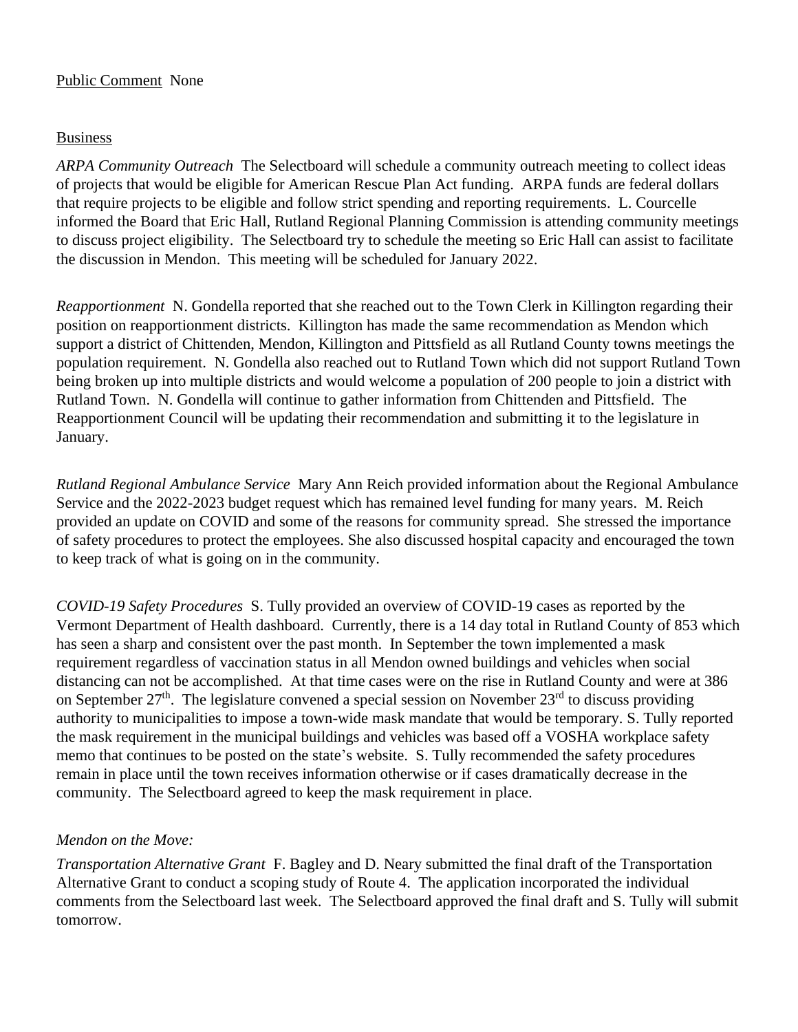Public Comment None

Business

*ARPA Community Outreach* The Selectboard will schedule a community outreach meeting to collect ideas of projects that would be eligible for American Rescue Plan Act funding. ARPA funds are federal dollars that require projects to be eligible and follow strict spending and reporting requirements. L. Courcelle informed the Board that Eric Hall, Rutland Regional Planning Commission is attending community meetings to discuss project eligibility. The Selectboard try to schedule the meeting so Eric Hall can assist to facilitate the discussion in Mendon. This meeting will be scheduled for January 2022.

*Reapportionment* N. Gondella reported that she reached out to the Town Clerk in Killington regarding their position on reapportionment districts. Killington has made the same recommendation as Mendon which support a district of Chittenden, Mendon, Killington and Pittsfield as all Rutland County towns meetings the population requirement. N. Gondella also reached out to Rutland Town which did not support Rutland Town being broken up into multiple districts and would welcome a population of 200 people to join a district with Rutland Town. N. Gondella will continue to gather information from Chittenden and Pittsfield. The Reapportionment Council will be updating their recommendation and submitting it to the legislature in January.

*Rutland Regional Ambulance Service* Mary Ann Reich provided information about the Regional Ambulance Service and the 2022-2023 budget request which has remained level funding for many years. M. Reich provided an update on COVID and some of the reasons for community spread. She stressed the importance of safety procedures to protect the employees. She also discussed hospital capacity and encouraged the town to keep track of what is going on in the community.

*COVID-19 Safety Procedures* S. Tully provided an overview of COVID-19 cases as reported by the Vermont Department of Health dashboard. Currently, there is a 14 day total in Rutland County of 853 which has seen a sharp and consistent over the past month. In September the town implemented a mask requirement regardless of vaccination status in all Mendon owned buildings and vehicles when social distancing can not be accomplished. At that time cases were on the rise in Rutland County and were at 386 on September 27th. The legislature convened a special session on November 23rd to discuss providing authority to municipalities to impose a town-wide mask mandate that would be temporary. S. Tully reported the mask requirement in the municipal buildings and vehicles was based off a VOSHA workplace safety memo that continues to be posted on the state's website. S. Tully recommended the safety procedures remain in place until the town receives information otherwise or if cases dramatically decrease in the community. The Selectboard agreed to keep the mask requirement in place.

*Mendon on the Move:*

*Transportation Alternative Grant* F. Bagley and D. Neary submitted the final draft of the Transportation Alternative Grant to conduct a scoping study of Route 4. The application incorporated the individual comments from the Selectboard last week. The Selectboard approved the final draft and S. Tully will submit tomorrow.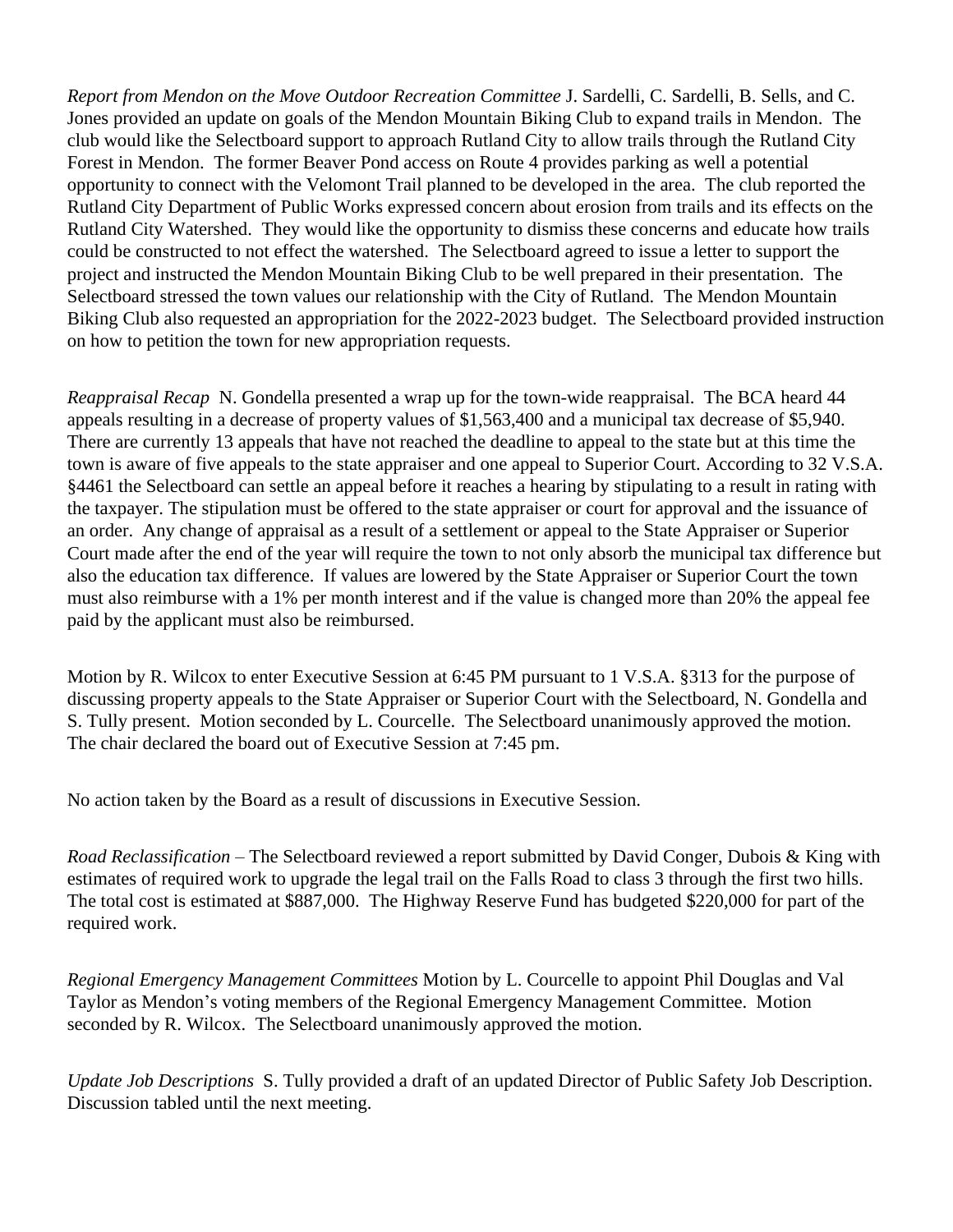*Report from Mendon on the Move Outdoor Recreation Committee* J. Sardelli, C. Sardelli, B. Sells, and C. Jones provided an update on goals of the Mendon Mountain Biking Club to expand trails in Mendon. The club would like the Selectboard support to approach Rutland City to allow trails through the Rutland City Forest in Mendon. The former Beaver Pond access on Route 4 provides parking as well a potential opportunity to connect with the Velomont Trail planned to be developed in the area. The club reported the Rutland City Department of Public Works expressed concern about erosion from trails and its effects on the Rutland City Watershed. They would like the opportunity to dismiss these concerns and educate how trails could be constructed to not effect the watershed. The Selectboard agreed to issue a letter to support the project and instructed the Mendon Mountain Biking Club to be well prepared in their presentation. The Selectboard stressed the town values our relationship with the City of Rutland. The Mendon Mountain Biking Club also requested an appropriation for the 2022-2023 budget. The Selectboard provided instruction on how to petition the town for new appropriation requests.

*Reappraisal Recap* N. Gondella presented a wrap up for the town-wide reappraisal. The BCA heard 44 appeals resulting in a decrease of property values of $1,563,400 and a municipal tax decrease of $5,940. There are currently 13 appeals that have not reached the deadline to appeal to the state but at this time the town is aware of five appeals to the state appraiser and one appeal to Superior Court. According to 32 V.S.A. §4461 the Selectboard can settle an appeal before it reaches a hearing by stipulating to a result in rating with the taxpayer. The stipulation must be offered to the state appraiser or court for approval and the issuance of an order. Any change of appraisal as a result of a settlement or appeal to the State Appraiser or Superior Court made after the end of the year will require the town to not only absorb the municipal tax difference but also the education tax difference. If values are lowered by the State Appraiser or Superior Court the town must also reimburse with a 1% per month interest and if the value is changed more than 20% the appeal fee paid by the applicant must also be reimbursed.

Motion by R. Wilcox to enter Executive Session at 6:45 PM pursuant to 1 V.S.A. §313 for the purpose of discussing property appeals to the State Appraiser or Superior Court with the Selectboard, N. Gondella and S. Tully present. Motion seconded by L. Courcelle. The Selectboard unanimously approved the motion. The chair declared the board out of Executive Session at 7:45 pm.

No action taken by the Board as a result of discussions in Executive Session.

*Road Reclassification* – The Selectboard reviewed a report submitted by David Conger, Dubois & King with estimates of required work to upgrade the legal trail on the Falls Road to class 3 through the first two hills. The total cost is estimated at $887,000. The Highway Reserve Fund has budgeted $220,000 for part of the required work.

*Regional Emergency Management Committees* Motion by L. Courcelle to appoint Phil Douglas and Val Taylor as Mendon's voting members of the Regional Emergency Management Committee. Motion seconded by R. Wilcox. The Selectboard unanimously approved the motion.

*Update Job Descriptions* S. Tully provided a draft of an updated Director of Public Safety Job Description. Discussion tabled until the next meeting.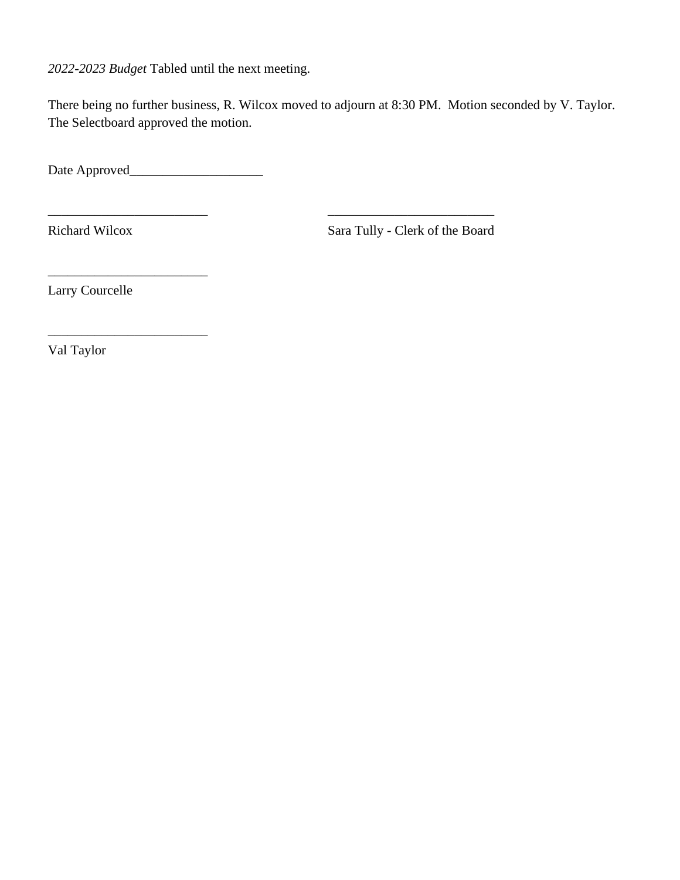*2022-2023 Budget* Tabled until the next meeting.

There being no further business, R. Wilcox moved to adjourn at 8:30 PM. Motion seconded by V. Taylor. The Selectboard approved the motion.

Date Approved____________________

________________________ &nbsp;&nbsp;&nbsp;&nbsp;&nbsp;&nbsp;&nbsp;&nbsp; _________________________

Richard Wilcox &nbsp;&nbsp;&nbsp;&nbsp;&nbsp;&nbsp;&nbsp;&nbsp; Sara Tully - Clerk of the Board

________________________

Larry Courcelle

________________________

Val Taylor